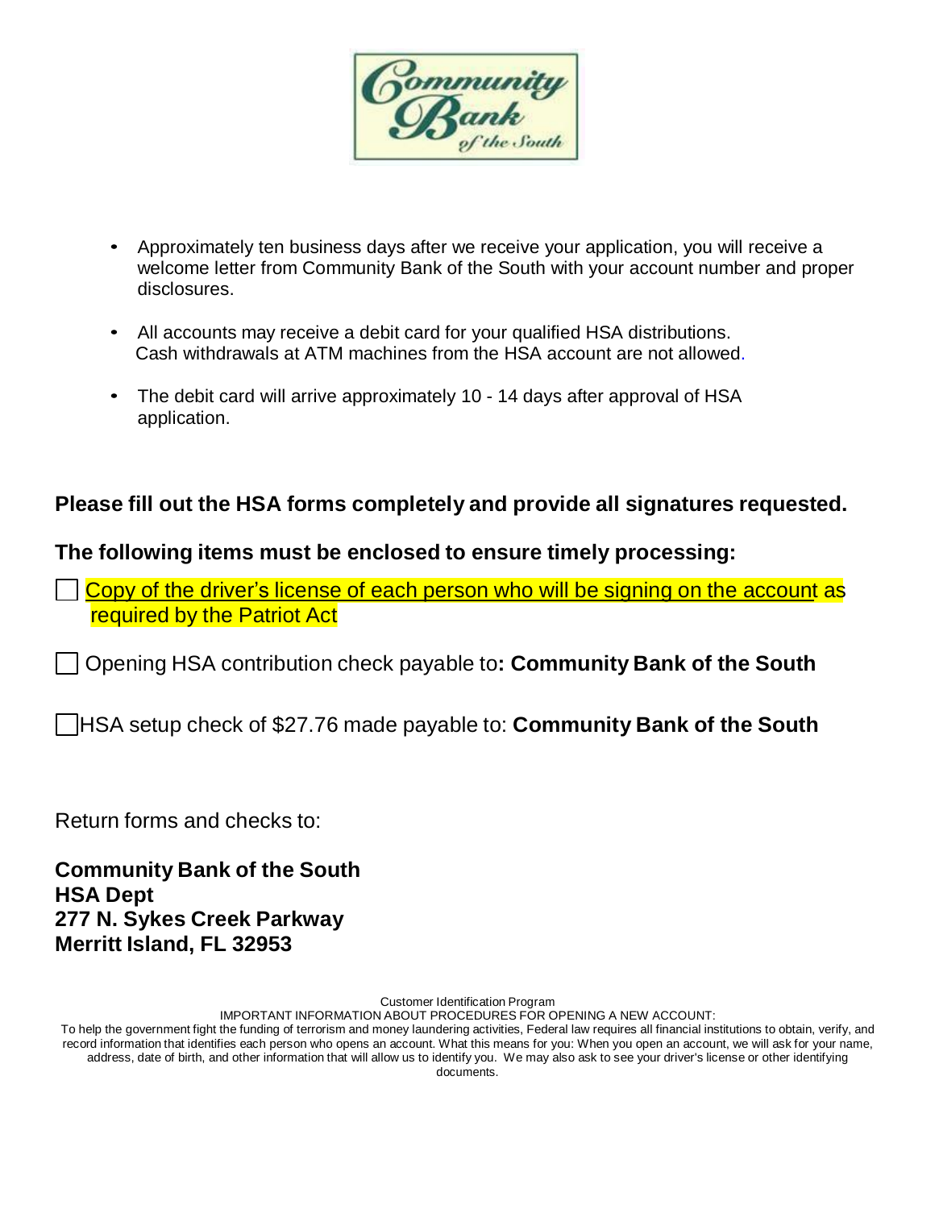- Approximately ten business days after we receive your application, you will receive a welcome letter from Community Bank of the South with your account number and proper disclosures.
- All accounts may receive a debit card for your qualified HSA distributions. Cash withdrawals at ATM machines from the HSA account are not allowed.
- The debit card will arrive approximately 10 - 14 days after approval of HSA application.

**Please fill out the HSA forms completely and provide all signatures requested.**

**The following items must be enclosed to ensure timely processing:**

- [ ] Copy of the driver's license of each person who will be signing on the account as required by the Patriot Act
- [ ] Opening HSA contribution check payable to**: Community Bank of the South**
- [ ] HSA setup check of $27.76 made payable to: **Community Bank of the South**

Return forms and checks to:

**Community Bank of the South**
**HSA Dept**
**277 N. Sykes Creek Parkway**
**Merritt Island, FL 32953**

Customer Identification Program
IMPORTANT INFORMATION ABOUT PROCEDURES FOR OPENING A NEW ACCOUNT:
To help the government fight the funding of terrorism and money laundering activities, Federal law requires all financial institutions to obtain, verify, and record information that identifies each person who opens an account. What this means for you: When you open an account, we will ask for your name, address, date of birth, and other information that will allow us to identify you. We may also ask to see your driver's license or other identifying documents.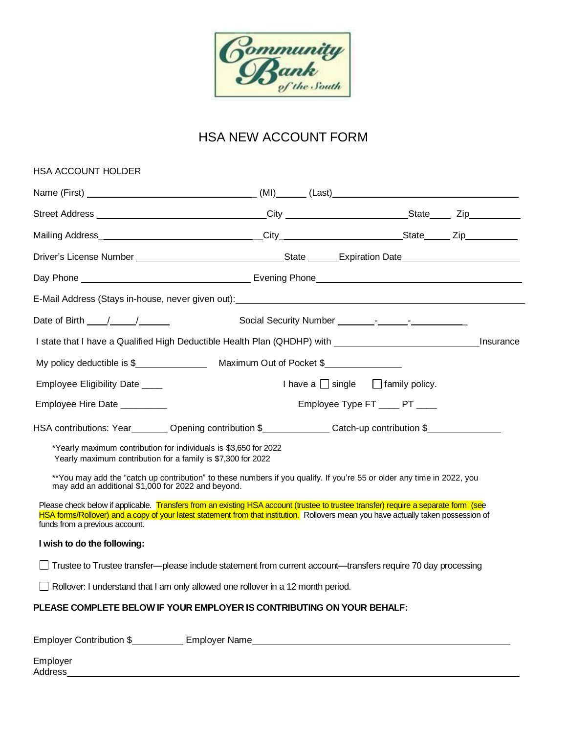# HSA NEW ACCOUNT FORM

HSA ACCOUNT HOLDER

Name (First) ________________________ (MI)______ (Last)________________________

Street Address ________________________City ____________________State____ Zip__________

Mailing Address________________________City____________________State_____ Zip__________

Driver's License Number ________________________State ______Expiration Date____________________

Day Phone ________________________ Evening Phone________________________

E-Mail Address (Stays in-house, never given out):________________________

Date of Birth ____/_____/______ Social Security Number _______-______-__________

I state that I have a Qualified High Deductible Health Plan (QHDHP) with ________________________Insurance

My policy deductible is $______________ Maximum Out of Pocket $______________

Employee Eligibility Date ____ I have a ☐ single ☐ family policy.

Employee Hire Date _________ Employee Type FT ____ PT ____

HSA contributions: Year_______ Opening contribution $_____________ Catch-up contribution $______________

*Yearly maximum contribution for individuals is $3,650 for 2022
Yearly maximum contribution for a family is $7,300 for 2022

**You may add the "catch up contribution" to these numbers if you qualify. If you're 55 or older any time in 2022, you may add an additional $1,000 for 2022 and beyond.

Please check below if applicable. Transfers from an existing HSA account (trustee to trustee transfer) require a separate form (see HSA forms/Rollover) and a copy of your latest statement from that institution. Rollovers mean you have actually taken possession of funds from a previous account.

**I wish to do the following:**

☐ Trustee to Trustee transfer—please include statement from current account—transfers require 70 day processing

☐ Rollover: I understand that I am only allowed one rollover in a 12 month period.

**PLEASE COMPLETE BELOW IF YOUR EMPLOYER IS CONTRIBUTING ON YOUR BEHALF:**

Employer Contribution $__________ Employer Name________________________

Employer Address________________________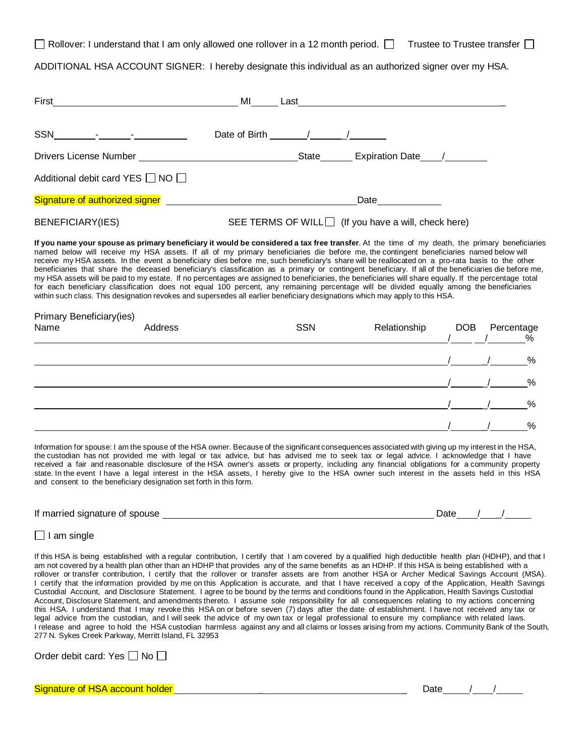☐ Rollover: I understand that I am only allowed one rollover in a 12 month period. ☐ Trustee to Trustee transfer ☐

ADDITIONAL HSA ACCOUNT SIGNER: I hereby designate this individual as an authorized signer over my HSA.

First____________________________ MI_____ Last______________________________

SSN________-______-__________ Date of Birth _______/______/_______

Drivers License Number ___________________________ State______ Expiration Date____/________

Additional debit card YES ☐ NO ☐

**Signature of authorized signer** ________________________________ Date____________

BENEFICIARY(IES) SEE TERMS OF WILL ☐ (If you have a will, check here)

**If you name your spouse as primary beneficiary it would be considered a tax free transfer**. At the time of my death, the primary beneficiaries named below will receive my HSA assets. If all of my primary beneficiaries die before me, the contingent beneficiaries named below will receive my HSA assets. In the event a beneficiary dies before me, such beneficiary's share will be reallocated on a pro-rata basis to the other beneficiaries that share the deceased beneficiary's classification as a primary or contingent beneficiary. If all of the beneficiaries die before me, my HSA assets will be paid to my estate. If no percentages are assigned to beneficiaries, the beneficiaries will share equally. If the percentage total for each beneficiary classification does not equal 100 percent, any remaining percentage will be divided equally among the beneficiaries within such class. This designation revokes and supersedes all earlier beneficiary designations which may apply to this HSA.

Primary Beneficiary(ies)

| Name | Address | SSN | Relationship | DOB | Percentage |
|---|---|---|---|---|---|
| | | | | / / | % |
| | | | | / / | % |
| | | | | / / | % |
| | | | | / / | % |
| | | | | / / | % |

Information for spouse: I am the spouse of the HSA owner. Because of the significant consequences associated with giving up my interest in the HSA, the custodian has not provided me with legal or tax advice, but has advised me to seek tax or legal advice. I acknowledge that I have received a fair and reasonable disclosure of the HSA owner's assets or property, including any financial obligations for a community property state. In the event I have a legal interest in the HSA assets, I hereby give to the HSA owner such interest in the assets held in this HSA and consent to the beneficiary designation set forth in this form.

If married signature of spouse ______________________________________ Date____/____/_____

☐ I am single

If this HSA is being established with a regular contribution, I certify that I am covered by a qualified high deductible health plan (HDHP), and that I am not covered by a health plan other than an HDHP that provides any of the same benefits as an HDHP. If this HSA is being established with a rollover or transfer contribution, I certify that the rollover or transfer assets are from another HSA or Archer Medical Savings Account (MSA). I certify that the information provided by me on this Application is accurate, and that I have received a copy of the Application, Health Savings Custodial Account, and Disclosure Statement. I agree to be bound by the terms and conditions found in the Application, Health Savings Custodial Account, Disclosure Statement, and amendments thereto. I assume sole responsibility for all consequences relating to my actions concerning this HSA. I understand that I may revoke this HSA on or before seven (7) days after the date of establishment. I have not received any tax or legal advice from the custodian, and I will seek the advice of my own tax or legal professional to ensure my compliance with related laws. I release and agree to hold the HSA custodian harmless against any and all claims or losses arising from my actions. Community Bank of the South, 277 N. Sykes Creek Parkway, Merritt Island, FL 32953

Order debit card: Yes ☐ No ☐

**Signature of HSA account holder** ________________________________________ Date_____/____/_____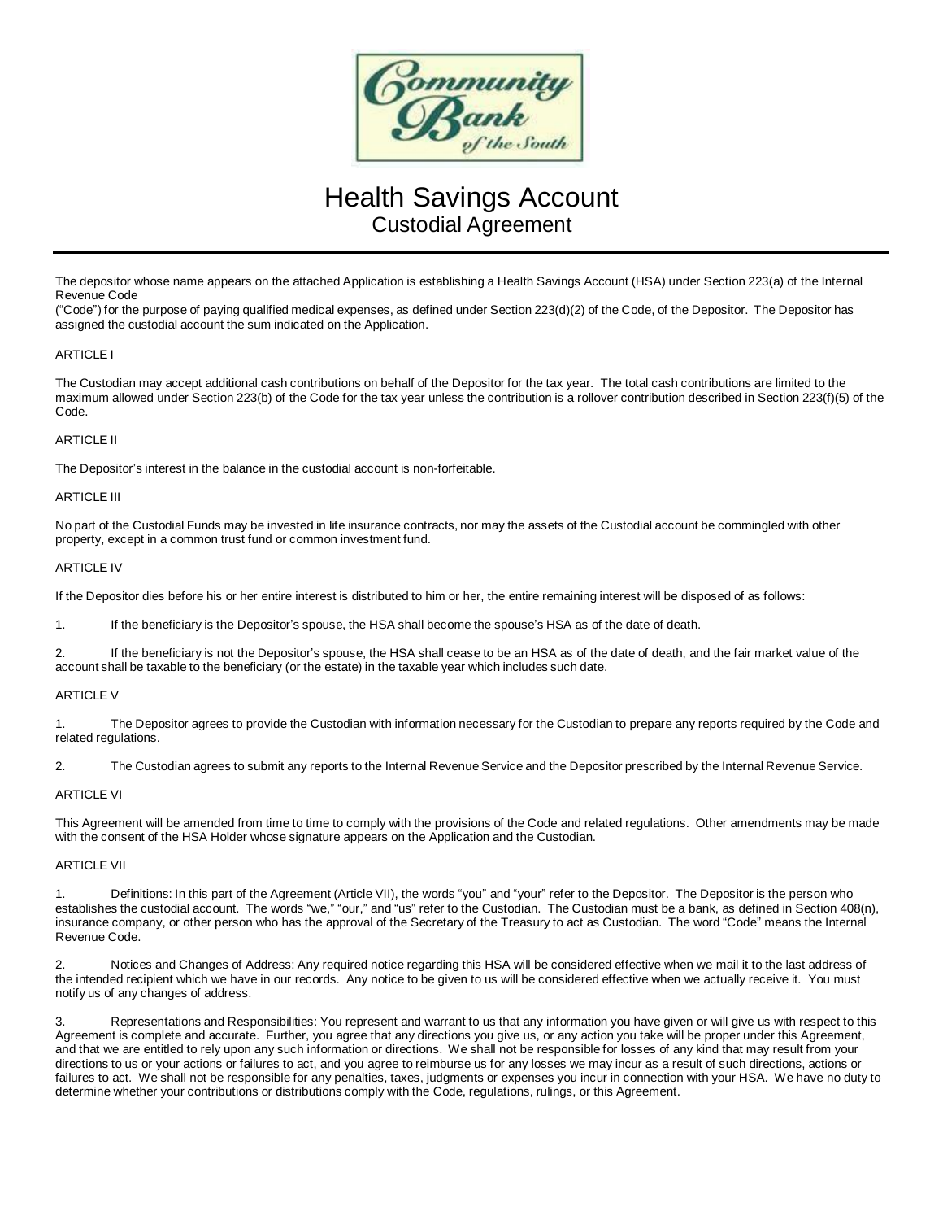# Health Savings Account

## Custodial Agreement

The depositor whose name appears on the attached Application is establishing a Health Savings Account (HSA) under Section 223(a) of the Internal Revenue Code ("Code") for the purpose of paying qualified medical expenses, as defined under Section 223(d)(2) of the Code, of the Depositor. The Depositor has assigned the custodial account the sum indicated on the Application.

### ARTICLE I

The Custodian may accept additional cash contributions on behalf of the Depositor for the tax year. The total cash contributions are limited to the maximum allowed under Section 223(b) of the Code for the tax year unless the contribution is a rollover contribution described in Section 223(f)(5) of the Code.

### ARTICLE II

The Depositor's interest in the balance in the custodial account is non-forfeitable.

### ARTICLE III

No part of the Custodial Funds may be invested in life insurance contracts, nor may the assets of the Custodial account be commingled with other property, except in a common trust fund or common investment fund.

### ARTICLE IV

If the Depositor dies before his or her entire interest is distributed to him or her, the entire remaining interest will be disposed of as follows:

1. If the beneficiary is the Depositor's spouse, the HSA shall become the spouse's HSA as of the date of death.

2. If the beneficiary is not the Depositor's spouse, the HSA shall cease to be an HSA as of the date of death, and the fair market value of the account shall be taxable to the beneficiary (or the estate) in the taxable year which includes such date.

### ARTICLE V

1. The Depositor agrees to provide the Custodian with information necessary for the Custodian to prepare any reports required by the Code and related regulations.

2. The Custodian agrees to submit any reports to the Internal Revenue Service and the Depositor prescribed by the Internal Revenue Service.

### ARTICLE VI

This Agreement will be amended from time to time to comply with the provisions of the Code and related regulations. Other amendments may be made with the consent of the HSA Holder whose signature appears on the Application and the Custodian.

### ARTICLE VII

1. Definitions: In this part of the Agreement (Article VII), the words "you" and "your" refer to the Depositor. The Depositor is the person who establishes the custodial account. The words "we," "our," and "us" refer to the Custodian. The Custodian must be a bank, as defined in Section 408(n), insurance company, or other person who has the approval of the Secretary of the Treasury to act as Custodian. The word "Code" means the Internal Revenue Code.

2. Notices and Changes of Address: Any required notice regarding this HSA will be considered effective when we mail it to the last address of the intended recipient which we have in our records. Any notice to be given to us will be considered effective when we actually receive it. You must notify us of any changes of address.

3. Representations and Responsibilities: You represent and warrant to us that any information you have given or will give us with respect to this Agreement is complete and accurate. Further, you agree that any directions you give us, or any action you take will be proper under this Agreement, and that we are entitled to rely upon any such information or directions. We shall not be responsible for losses of any kind that may result from your directions to us or your actions or failures to act, and you agree to reimburse us for any losses we may incur as a result of such directions, actions or failures to act. We shall not be responsible for any penalties, taxes, judgments or expenses you incur in connection with your HSA. We have no duty to determine whether your contributions or distributions comply with the Code, regulations, rulings, or this Agreement.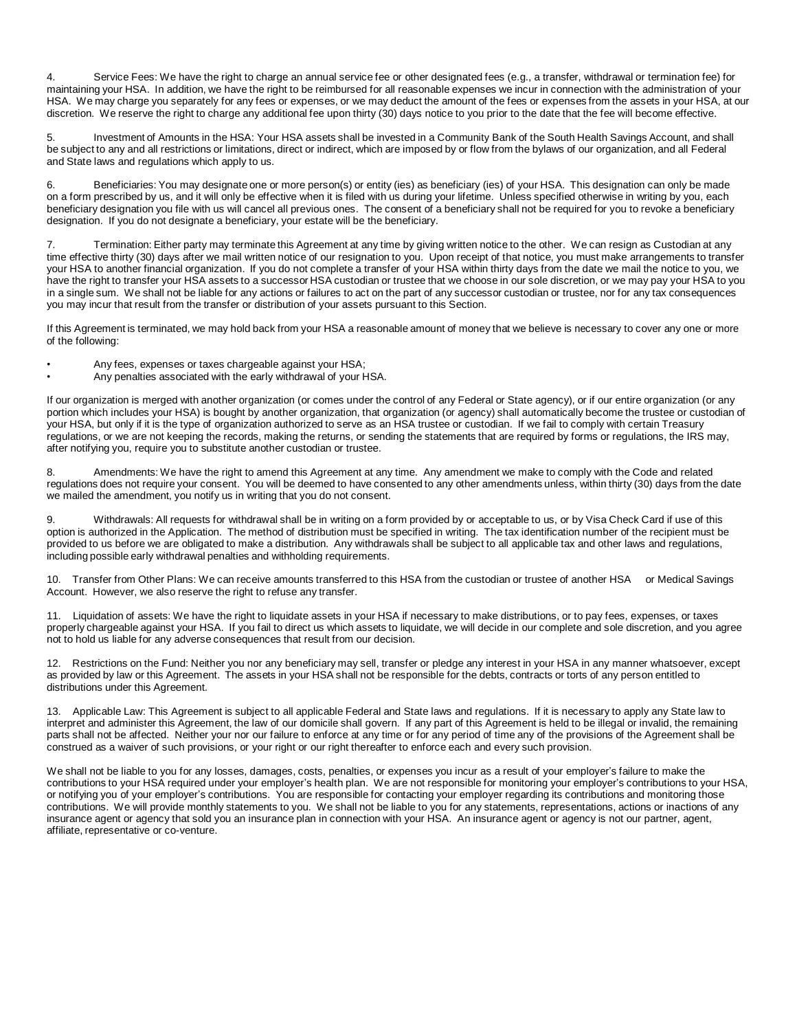4. Service Fees: We have the right to charge an annual service fee or other designated fees (e.g., a transfer, withdrawal or termination fee) for maintaining your HSA. In addition, we have the right to be reimbursed for all reasonable expenses we incur in connection with the administration of your HSA. We may charge you separately for any fees or expenses, or we may deduct the amount of the fees or expenses from the assets in your HSA, at our discretion. We reserve the right to charge any additional fee upon thirty (30) days notice to you prior to the date that the fee will become effective.

5. Investment of Amounts in the HSA: Your HSA assets shall be invested in a Community Bank of the South Health Savings Account, and shall be subject to any and all restrictions or limitations, direct or indirect, which are imposed by or flow from the bylaws of our organization, and all Federal and State laws and regulations which apply to us.

6. Beneficiaries: You may designate one or more person(s) or entity (ies) as beneficiary (ies) of your HSA. This designation can only be made on a form prescribed by us, and it will only be effective when it is filed with us during your lifetime. Unless specified otherwise in writing by you, each beneficiary designation you file with us will cancel all previous ones. The consent of a beneficiary shall not be required for you to revoke a beneficiary designation. If you do not designate a beneficiary, your estate will be the beneficiary.

7. Termination: Either party may terminate this Agreement at any time by giving written notice to the other. We can resign as Custodian at any time effective thirty (30) days after we mail written notice of our resignation to you. Upon receipt of that notice, you must make arrangements to transfer your HSA to another financial organization. If you do not complete a transfer of your HSA within thirty days from the date we mail the notice to you, we have the right to transfer your HSA assets to a successor HSA custodian or trustee that we choose in our sole discretion, or we may pay your HSA to you in a single sum. We shall not be liable for any actions or failures to act on the part of any successor custodian or trustee, nor for any tax consequences you may incur that result from the transfer or distribution of your assets pursuant to this Section.

If this Agreement is terminated, we may hold back from your HSA a reasonable amount of money that we believe is necessary to cover any one or more of the following:

- Any fees, expenses or taxes chargeable against your HSA;
- Any penalties associated with the early withdrawal of your HSA.

If our organization is merged with another organization (or comes under the control of any Federal or State agency), or if our entire organization (or any portion which includes your HSA) is bought by another organization, that organization (or agency) shall automatically become the trustee or custodian of your HSA, but only if it is the type of organization authorized to serve as an HSA trustee or custodian. If we fail to comply with certain Treasury regulations, or we are not keeping the records, making the returns, or sending the statements that are required by forms or regulations, the IRS may, after notifying you, require you to substitute another custodian or trustee.

8. Amendments: We have the right to amend this Agreement at any time. Any amendment we make to comply with the Code and related regulations does not require your consent. You will be deemed to have consented to any other amendments unless, within thirty (30) days from the date we mailed the amendment, you notify us in writing that you do not consent.

9. Withdrawals: All requests for withdrawal shall be in writing on a form provided by or acceptable to us, or by Visa Check Card if use of this option is authorized in the Application. The method of distribution must be specified in writing. The tax identification number of the recipient must be provided to us before we are obligated to make a distribution. Any withdrawals shall be subject to all applicable tax and other laws and regulations, including possible early withdrawal penalties and withholding requirements.

10. Transfer from Other Plans: We can receive amounts transferred to this HSA from the custodian or trustee of another HSA or Medical Savings Account. However, we also reserve the right to refuse any transfer.

11. Liquidation of assets: We have the right to liquidate assets in your HSA if necessary to make distributions, or to pay fees, expenses, or taxes properly chargeable against your HSA. If you fail to direct us which assets to liquidate, we will decide in our complete and sole discretion, and you agree not to hold us liable for any adverse consequences that result from our decision.

12. Restrictions on the Fund: Neither you nor any beneficiary may sell, transfer or pledge any interest in your HSA in any manner whatsoever, except as provided by law or this Agreement. The assets in your HSA shall not be responsible for the debts, contracts or torts of any person entitled to distributions under this Agreement.

13. Applicable Law: This Agreement is subject to all applicable Federal and State laws and regulations. If it is necessary to apply any State law to interpret and administer this Agreement, the law of our domicile shall govern. If any part of this Agreement is held to be illegal or invalid, the remaining parts shall not be affected. Neither your nor our failure to enforce at any time or for any period of time any of the provisions of the Agreement shall be construed as a waiver of such provisions, or your right or our right thereafter to enforce each and every such provision.

We shall not be liable to you for any losses, damages, costs, penalties, or expenses you incur as a result of your employer's failure to make the contributions to your HSA required under your employer's health plan. We are not responsible for monitoring your employer's contributions to your HSA, or notifying you of your employer's contributions. You are responsible for contacting your employer regarding its contributions and monitoring those contributions. We will provide monthly statements to you. We shall not be liable to you for any statements, representations, actions or inactions of any insurance agent or agency that sold you an insurance plan in connection with your HSA. An insurance agent or agency is not our partner, agent, affiliate, representative or co-venture.